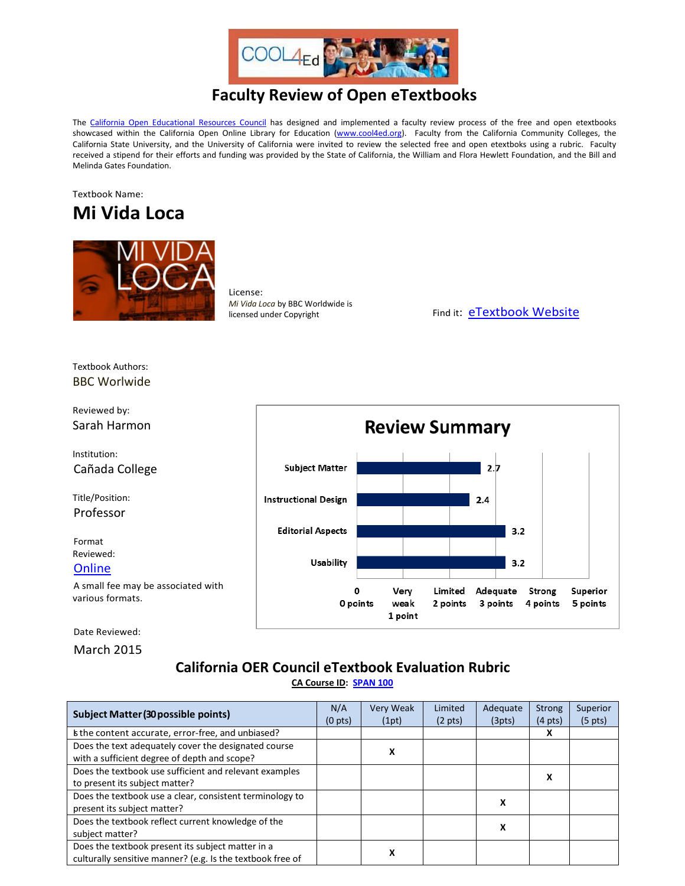# Faculty Review of Open eTextbooks

The California Open Educational Resources Council has designed and implemented a faculty review process of the free and open etextbooks showcased within the California Open Online Library for Education (www.cool4ed.org). Faculty from the California Community Colleges, the California State University, and the University of California were invited to review the selected free and open etextboks using a rubric. Faculty received a stipend for their efforts and funding was provided by the State of California, the William and Flora Hewlett Foundation, and the Bill and Melinda Gates Foundation.

Textbook Name:

## Mi Vida Loca

License:
*Mi Vida Loca* by BBC Worldwide is licensed under Copyright

Find it: eTextbook Website

Textbook Authors:
BBC Worlwide

Reviewed by:
Sarah Harmon

Institution:
Cañada College

Title/Position:
Professor

Format Reviewed:
Online

A small fee may be associated with various formats.

Date Reviewed:
March 2015

## Review Summary

| Category | Score |
|---|---|
| Subject Matter | 2.7 |
| Instructional Design | 2.4 |
| Editorial Aspects | 3.2 |
| Usability | 3.2 |

Scale: 0 (0 points), Very weak (1 point), Limited (2 points), Adequate (3 points), Strong (4 points), Superior (5 points)

## California OER Council eTextbook Evaluation Rubric

**CA Course ID: SPAN 100**

| Subject Matter (30 possible points) | N/A (0 pts) | Very Weak (1pt) | Limited (2 pts) | Adequate (3pts) | Strong (4 pts) | Superior (5 pts) |
|---|---|---|---|---|---|---|
| Is the content accurate, error-free, and unbiased? | | | | | X | |
| Does the text adequately cover the designated course with a sufficient degree of depth and scope? | | X | | | | |
| Does the textbook use sufficient and relevant examples to present its subject matter? | | | | | X | |
| Does the textbook use a clear, consistent terminology to present its subject matter? | | | | X | | |
| Does the textbook reflect current knowledge of the subject matter? | | | | X | | |
| Does the textbook present its subject matter in a culturally sensitive manner? (e.g. Is the textbook free of | | X | | | | |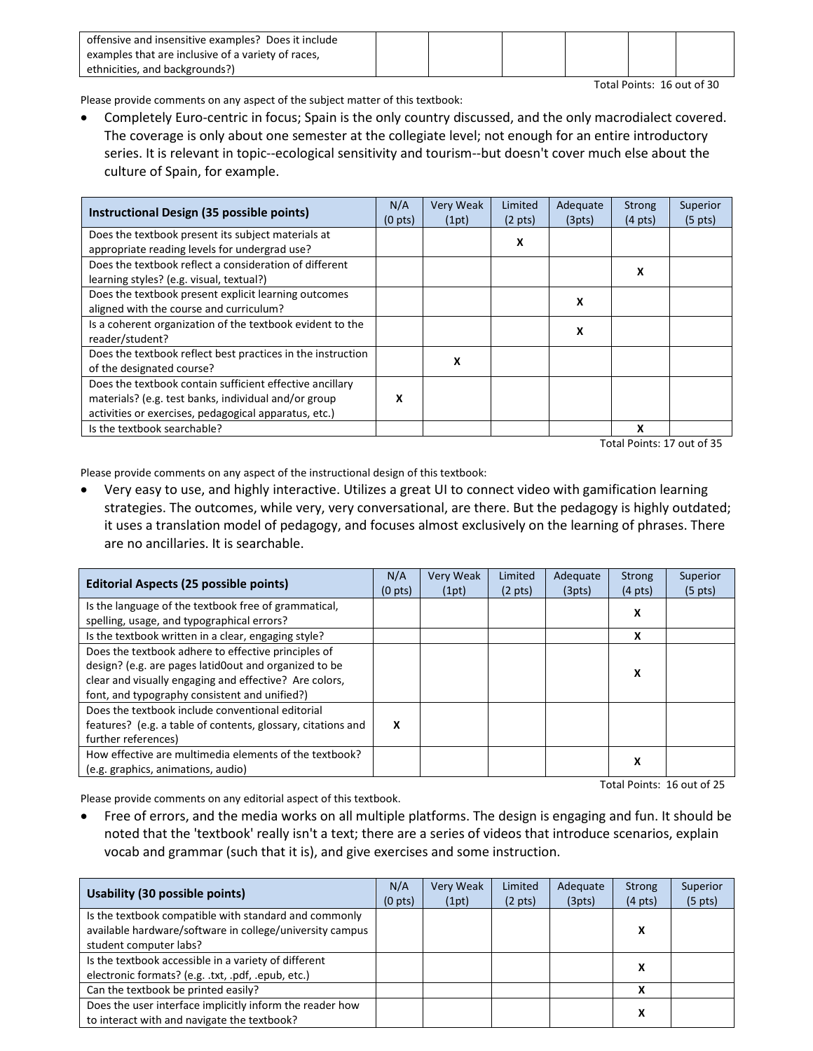| offensive and insensitive examples? Does it include examples that are inclusive of a variety of races, ethnicities, and backgrounds?) | | | | | | |
|---|---|---|---|---|---|---|

Total Points: 16 out of 30

Please provide comments on any aspect of the subject matter of this textbook:

- Completely Euro-centric in focus; Spain is the only country discussed, and the only macrodialect covered. The coverage is only about one semester at the collegiate level; not enough for an entire introductory series. It is relevant in topic--ecological sensitivity and tourism--but doesn't cover much else about the culture of Spain, for example.

| Instructional Design (35 possible points) | N/A (0 pts) | Very Weak (1pt) | Limited (2 pts) | Adequate (3pts) | Strong (4 pts) | Superior (5 pts) |
|---|---|---|---|---|---|---|
| Does the textbook present its subject materials at appropriate reading levels for undergrad use? | | | X | | | |
| Does the textbook reflect a consideration of different learning styles? (e.g. visual, textual?) | | | | | X | |
| Does the textbook present explicit learning outcomes aligned with the course and curriculum? | | | | X | | |
| Is a coherent organization of the textbook evident to the reader/student? | | | | X | | |
| Does the textbook reflect best practices in the instruction of the designated course? | | X | | | | |
| Does the textbook contain sufficient effective ancillary materials? (e.g. test banks, individual and/or group activities or exercises, pedagogical apparatus, etc.) | X | | | | | |
| Is the textbook searchable? | | | | | X | |

Total Points: 17 out of 35

Please provide comments on any aspect of the instructional design of this textbook:

- Very easy to use, and highly interactive. Utilizes a great UI to connect video with gamification learning strategies. The outcomes, while very, very conversational, are there. But the pedagogy is highly outdated; it uses a translation model of pedagogy, and focuses almost exclusively on the learning of phrases. There are no ancillaries. It is searchable.

| Editorial Aspects (25 possible points) | N/A (0 pts) | Very Weak (1pt) | Limited (2 pts) | Adequate (3pts) | Strong (4 pts) | Superior (5 pts) |
|---|---|---|---|---|---|---|
| Is the language of the textbook free of grammatical, spelling, usage, and typographical errors? | | | | | X | |
| Is the textbook written in a clear, engaging style? | | | | | X | |
| Does the textbook adhere to effective principles of design? (e.g. are pages latid0out and organized to be clear and visually engaging and effective? Are colors, font, and typography consistent and unified?) | | | | | X | |
| Does the textbook include conventional editorial features? (e.g. a table of contents, glossary, citations and further references) | X | | | | | |
| How effective are multimedia elements of the textbook? (e.g. graphics, animations, audio) | | | | | X | |

Total Points: 16 out of 25

Please provide comments on any editorial aspect of this textbook.

- Free of errors, and the media works on all multiple platforms. The design is engaging and fun. It should be noted that the 'textbook' really isn't a text; there are a series of videos that introduce scenarios, explain vocab and grammar (such that it is), and give exercises and some instruction.

| Usability (30 possible points) | N/A (0 pts) | Very Weak (1pt) | Limited (2 pts) | Adequate (3pts) | Strong (4 pts) | Superior (5 pts) |
|---|---|---|---|---|---|---|
| Is the textbook compatible with standard and commonly available hardware/software in college/university campus student computer labs? | | | | | X | |
| Is the textbook accessible in a variety of different electronic formats? (e.g. .txt, .pdf, .epub, etc.) | | | | | X | |
| Can the textbook be printed easily? | | | | | X | |
| Does the user interface implicitly inform the reader how to interact with and navigate the textbook? | | | | | X | |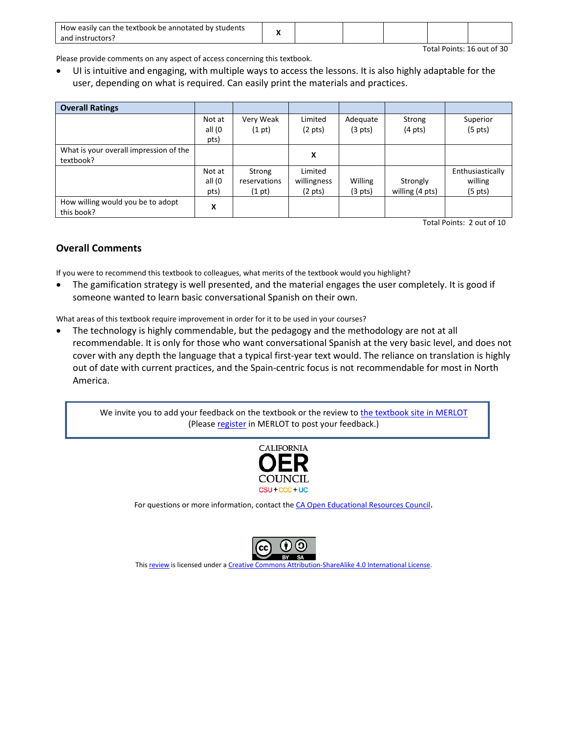| | | | | | | |
|---|---|---|---|---|---|---|
| How easily can the textbook be annotated by students and instructors? | X | | | | | |

Total Points: 16 out of 30

Please provide comments on any aspect of access concerning this textbook.

- UI is intuitive and engaging, with multiple ways to access the lessons. It is also highly adaptable for the user, depending on what is required. Can easily print the materials and practices.

| **Overall Ratings** | | | | | | |
|---|---|---|---|---|---|---|
| | Not at all (0 pts) | Very Weak (1 pt) | Limited (2 pts) | Adequate (3 pts) | Strong (4 pts) | Superior (5 pts) |
| What is your overall impression of the textbook? | | | X | | | |
| | Not at all (0 pts) | Strong reservations (1 pt) | Limited willingness (2 pts) | Willing (3 pts) | Strongly willing (4 pts) | Enthusiastically willing (5 pts) |
| How willing would you be to adopt this book? | X | | | | | |

Total Points: 2 out of 10

## Overall Comments

If you were to recommend this textbook to colleagues, what merits of the textbook would you highlight?

- The gamification strategy is well presented, and the material engages the user completely. It is good if someone wanted to learn basic conversational Spanish on their own.

What areas of this textbook require improvement in order for it to be used in your courses?

- The technology is highly commendable, but the pedagogy and the methodology are not at all recommendable. It is only for those who want conversational Spanish at the very basic level, and does not cover with any depth the language that a typical first-year text would. The reliance on translation is highly out of date with current practices, and the Spain-centric focus is not recommendable for most in North America.

We invite you to add your feedback on the textbook or the review to the textbook site in MERLOT
(Please register in MERLOT to post your feedback.)

CALIFORNIA OER COUNCIL
CSU + CCC + UC

For questions or more information, contact the CA Open Educational Resources Council.

This review is licensed under a Creative Commons Attribution-ShareAlike 4.0 International License.